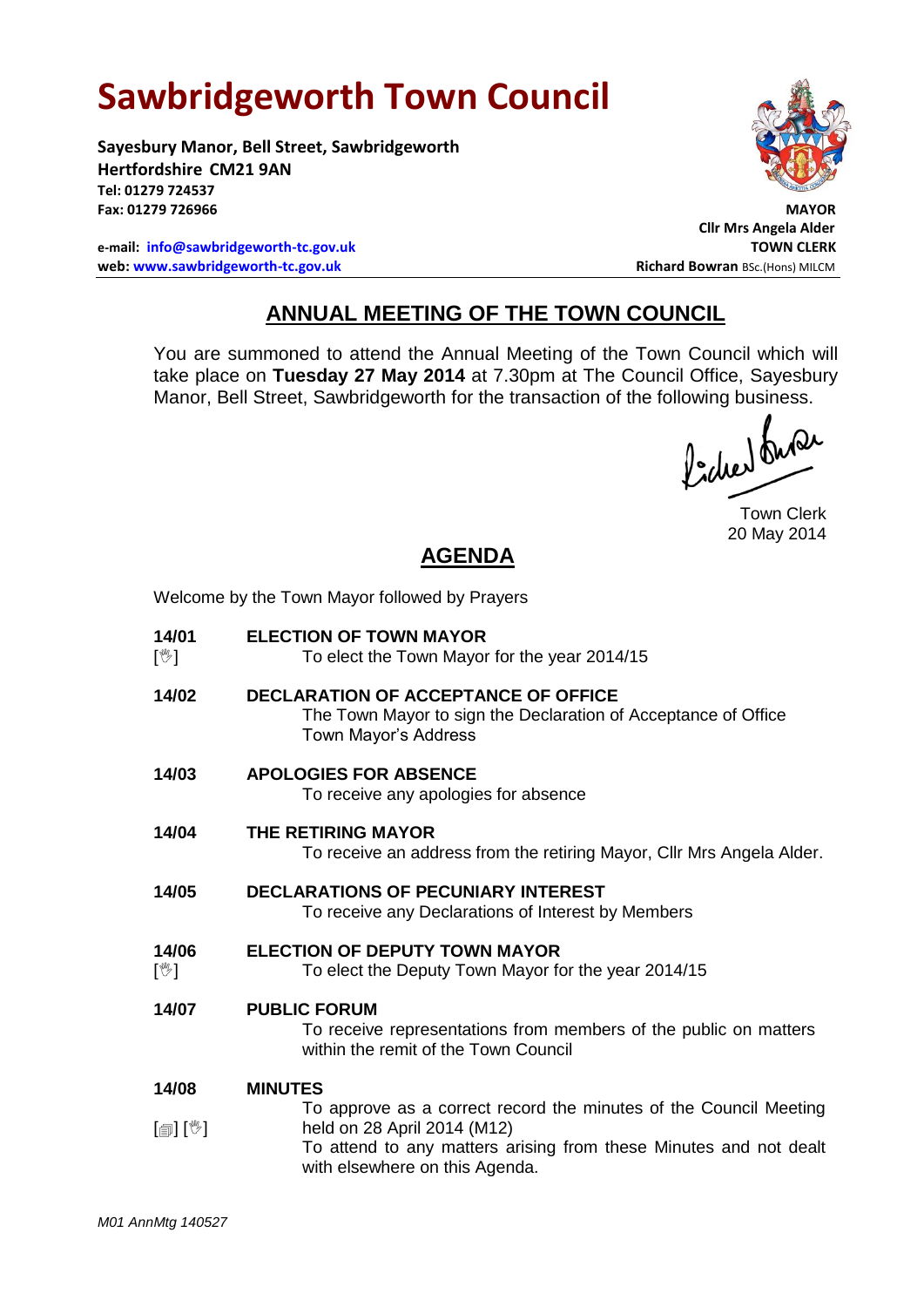# Sawbridgeworth Town Council

**Sayesbury Manor, Bell Street, Sawbridgeworth**
**Hertfordshire CM21 9AN**
**Tel: 01279 724537**
**Fax: 01279 726966**

**e-mail: info@sawbridgeworth-tc.gov.uk**
**web: www.sawbridgeworth-tc.gov.uk**

**MAYOR**
**Cllr Mrs Angela Alder**
**TOWN CLERK**
**Richard Bowran** BSc.(Hons) MILCM

## ANNUAL MEETING OF THE TOWN COUNCIL

You are summoned to attend the Annual Meeting of the Town Council which will take place on **Tuesday 27 May 2014** at 7.30pm at The Council Office, Sayesbury Manor, Bell Street, Sawbridgeworth for the transaction of the following business.

Town Clerk
20 May 2014

## AGENDA

Welcome by the Town Mayor followed by Prayers

**14/01** [✋] **ELECTION OF TOWN MAYOR**
To elect the Town Mayor for the year 2014/15

**14/02** **DECLARATION OF ACCEPTANCE OF OFFICE**
The Town Mayor to sign the Declaration of Acceptance of Office
Town Mayor's Address

**14/03** **APOLOGIES FOR ABSENCE**
To receive any apologies for absence

**14/04** **THE RETIRING MAYOR**
To receive an address from the retiring Mayor, Cllr Mrs Angela Alder.

**14/05** **DECLARATIONS OF PECUNIARY INTEREST**
To receive any Declarations of Interest by Members

**14/06** [✋] **ELECTION OF DEPUTY TOWN MAYOR**
To elect the Deputy Town Mayor for the year 2014/15

**14/07** **PUBLIC FORUM**
To receive representations from members of the public on matters within the remit of the Town Council

**14/08** [📄] [✋] **MINUTES**
To approve as a correct record the minutes of the Council Meeting held on 28 April 2014 (M12)
To attend to any matters arising from these Minutes and not dealt with elsewhere on this Agenda.

*M01 AnnMtg 140527*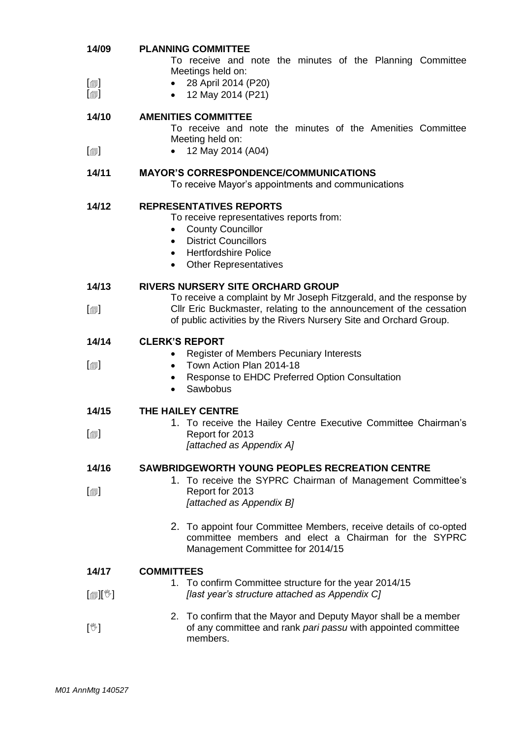**14/09 PLANNING COMMITTEE**

To receive and note the minutes of the Planning Committee Meetings held on:

[🗐] • 28 April 2014 (P20)
[🗐] • 12 May 2014 (P21)

**14/10 AMENITIES COMMITTEE**

To receive and note the minutes of the Amenities Committee Meeting held on:

[🗐] • 12 May 2014 (A04)

**14/11 MAYOR'S CORRESPONDENCE/COMMUNICATIONS**

To receive Mayor's appointments and communications

**14/12 REPRESENTATIVES REPORTS**

To receive representatives reports from:

- County Councillor
- District Councillors
- Hertfordshire Police
- Other Representatives

**14/13 RIVERS NURSERY SITE ORCHARD GROUP**

[🗐] To receive a complaint by Mr Joseph Fitzgerald, and the response by Cllr Eric Buckmaster, relating to the announcement of the cessation of public activities by the Rivers Nursery Site and Orchard Group.

**14/14 CLERK'S REPORT**

[🗐]

- Register of Members Pecuniary Interests
- Town Action Plan 2014-18
- Response to EHDC Preferred Option Consultation
- Sawbobus

**14/15 THE HAILEY CENTRE**

[🗐] 1. To receive the Hailey Centre Executive Committee Chairman's Report for 2013
*[attached as Appendix A]*

**14/16 SAWBRIDGEWORTH YOUNG PEOPLES RECREATION CENTRE**

[🗐] 1. To receive the SYPRC Chairman of Management Committee's Report for 2013
*[attached as Appendix B]*

2. To appoint four Committee Members, receive details of co-opted committee members and elect a Chairman for the SYPRC Management Committee for 2014/15

**14/17 COMMITTEES**

[🗐][✋] 1. To confirm Committee structure for the year 2014/15
*[last year's structure attached as Appendix C]*

[✋] 2. To confirm that the Mayor and Deputy Mayor shall be a member of any committee and rank *pari passu* with appointed committee members.

*M01 AnnMtg 140527*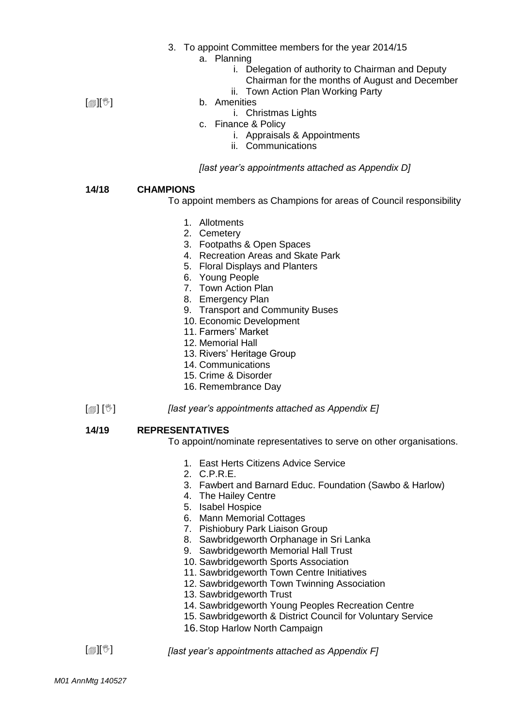3. To appoint Committee members for the year 2014/15
    a. Planning
        i. Delegation of authority to Chairman and Deputy Chairman for the months of August and December
        ii. Town Action Plan Working Party
    b. Amenities
        i. Christmas Lights
    c. Finance & Policy
        i. Appraisals & Appointments
        ii. Communications

[🗐][🖑]

*[last year's appointments attached as Appendix D]*

**14/18 CHAMPIONS**

To appoint members as Champions for areas of Council responsibility

1. Allotments
2. Cemetery
3. Footpaths & Open Spaces
4. Recreation Areas and Skate Park
5. Floral Displays and Planters
6. Young People
7. Town Action Plan
8. Emergency Plan
9. Transport and Community Buses
10. Economic Development
11. Farmers' Market
12. Memorial Hall
13. Rivers' Heritage Group
14. Communications
15. Crime & Disorder
16. Remembrance Day

[🗐] [🖑] *[last year's appointments attached as Appendix E]*

**14/19 REPRESENTATIVES**

To appoint/nominate representatives to serve on other organisations.

1. East Herts Citizens Advice Service
2. C.P.R.E.
3. Fawbert and Barnard Educ. Foundation (Sawbo & Harlow)
4. The Hailey Centre
5. Isabel Hospice
6. Mann Memorial Cottages
7. Pishiobury Park Liaison Group
8. Sawbridgeworth Orphanage in Sri Lanka
9. Sawbridgeworth Memorial Hall Trust
10. Sawbridgeworth Sports Association
11. Sawbridgeworth Town Centre Initiatives
12. Sawbridgeworth Town Twinning Association
13. Sawbridgeworth Trust
14. Sawbridgeworth Young Peoples Recreation Centre
15. Sawbridgeworth & District Council for Voluntary Service
16. Stop Harlow North Campaign

[🗐][🖑] *[last year's appointments attached as Appendix F]*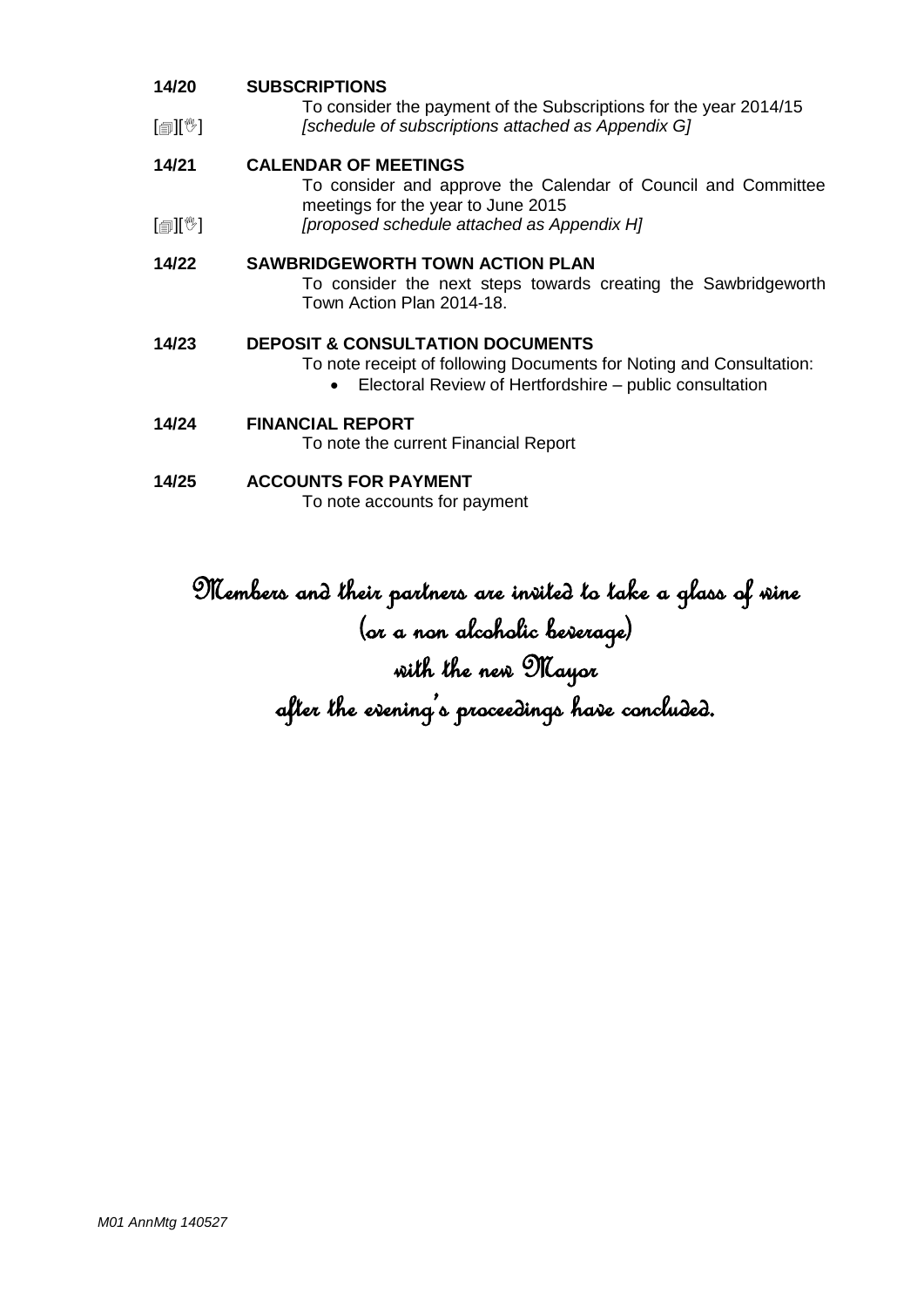**14/20 SUBSCRIPTIONS**

To consider the payment of the Subscriptions for the year 2014/15

[🗐][✋] *[schedule of subscriptions attached as Appendix G]*

**14/21 CALENDAR OF MEETINGS**

To consider and approve the Calendar of Council and Committee meetings for the year to June 2015

[🗐][✋] *[proposed schedule attached as Appendix H]*

**14/22 SAWBRIDGEWORTH TOWN ACTION PLAN**

To consider the next steps towards creating the Sawbridgeworth Town Action Plan 2014-18.

**14/23 DEPOSIT & CONSULTATION DOCUMENTS**

To note receipt of following Documents for Noting and Consultation:

- Electoral Review of Hertfordshire – public consultation

**14/24 FINANCIAL REPORT**

To note the current Financial Report

**14/25 ACCOUNTS FOR PAYMENT**

To note accounts for payment

Members and their partners are invited to take a glass of wine
(or a non alcoholic beverage)
with the new Mayor
after the evening's proceedings have concluded.

*M01 AnnMtg 140527*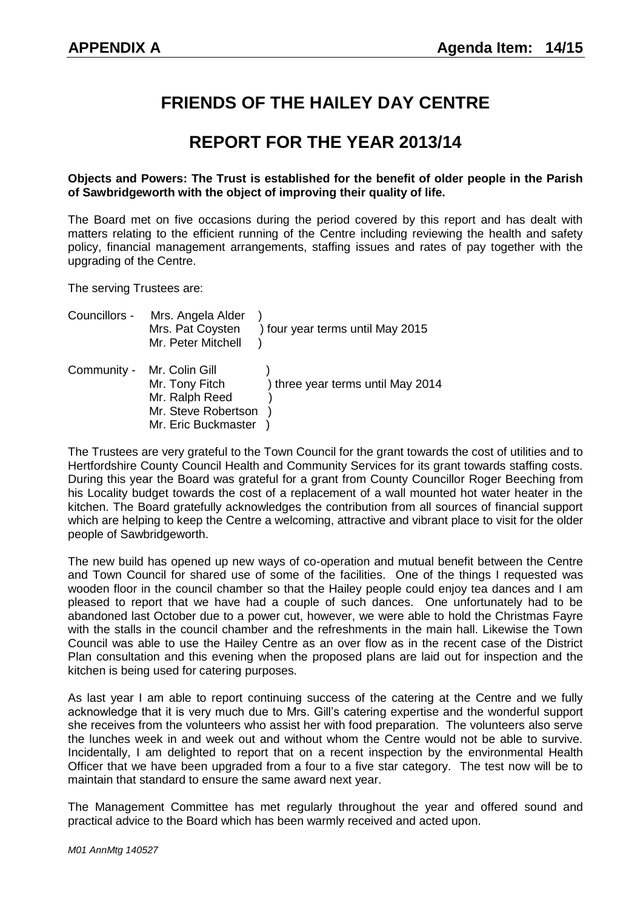**APPENDIX A** **Agenda Item: 14/15**

# FRIENDS OF THE HAILEY DAY CENTRE

## REPORT FOR THE YEAR 2013/14

**Objects and Powers: The Trust is established for the benefit of older people in the Parish of Sawbridgeworth with the object of improving their quality of life.**

The Board met on five occasions during the period covered by this report and has dealt with matters relating to the efficient running of the Centre including reviewing the health and safety policy, financial management arrangements, staffing issues and rates of pay together with the upgrading of the Centre.

The serving Trustees are:

Councillors - Mrs. Angela Alder )
Mrs. Pat Coysten ) four year terms until May 2015
Mr. Peter Mitchell )

Community - Mr. Colin Gill )
Mr. Tony Fitch ) three year terms until May 2014
Mr. Ralph Reed )
Mr. Steve Robertson )
Mr. Eric Buckmaster )

The Trustees are very grateful to the Town Council for the grant towards the cost of utilities and to Hertfordshire County Council Health and Community Services for its grant towards staffing costs. During this year the Board was grateful for a grant from County Councillor Roger Beeching from his Locality budget towards the cost of a replacement of a wall mounted hot water heater in the kitchen. The Board gratefully acknowledges the contribution from all sources of financial support which are helping to keep the Centre a welcoming, attractive and vibrant place to visit for the older people of Sawbridgeworth.

The new build has opened up new ways of co-operation and mutual benefit between the Centre and Town Council for shared use of some of the facilities. One of the things I requested was wooden floor in the council chamber so that the Hailey people could enjoy tea dances and I am pleased to report that we have had a couple of such dances. One unfortunately had to be abandoned last October due to a power cut, however, we were able to hold the Christmas Fayre with the stalls in the council chamber and the refreshments in the main hall. Likewise the Town Council was able to use the Hailey Centre as an over flow as in the recent case of the District Plan consultation and this evening when the proposed plans are laid out for inspection and the kitchen is being used for catering purposes.

As last year I am able to report continuing success of the catering at the Centre and we fully acknowledge that it is very much due to Mrs. Gill's catering expertise and the wonderful support she receives from the volunteers who assist her with food preparation. The volunteers also serve the lunches week in and week out and without whom the Centre would not be able to survive. Incidentally, I am delighted to report that on a recent inspection by the environmental Health Officer that we have been upgraded from a four to a five star category. The test now will be to maintain that standard to ensure the same award next year.

The Management Committee has met regularly throughout the year and offered sound and practical advice to the Board which has been warmly received and acted upon.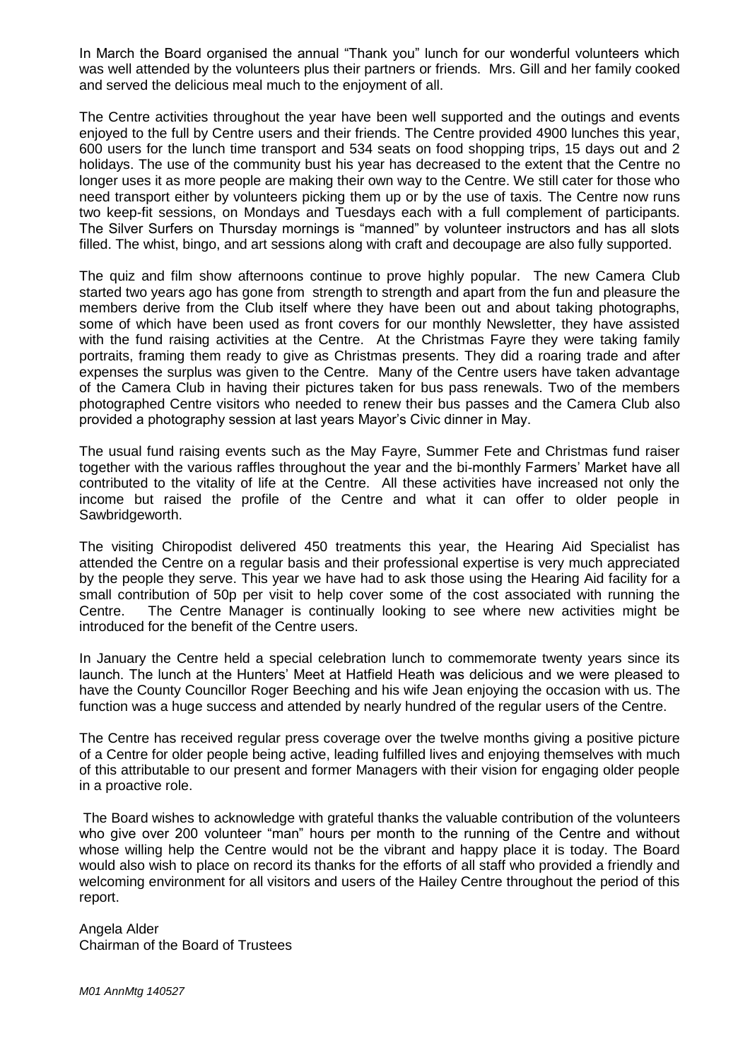In March the Board organised the annual "Thank you" lunch for our wonderful volunteers which was well attended by the volunteers plus their partners or friends. Mrs. Gill and her family cooked and served the delicious meal much to the enjoyment of all.

The Centre activities throughout the year have been well supported and the outings and events enjoyed to the full by Centre users and their friends. The Centre provided 4900 lunches this year, 600 users for the lunch time transport and 534 seats on food shopping trips, 15 days out and 2 holidays. The use of the community bust his year has decreased to the extent that the Centre no longer uses it as more people are making their own way to the Centre. We still cater for those who need transport either by volunteers picking them up or by the use of taxis. The Centre now runs two keep-fit sessions, on Mondays and Tuesdays each with a full complement of participants. The Silver Surfers on Thursday mornings is "manned" by volunteer instructors and has all slots filled. The whist, bingo, and art sessions along with craft and decoupage are also fully supported.

The quiz and film show afternoons continue to prove highly popular. The new Camera Club started two years ago has gone from strength to strength and apart from the fun and pleasure the members derive from the Club itself where they have been out and about taking photographs, some of which have been used as front covers for our monthly Newsletter, they have assisted with the fund raising activities at the Centre. At the Christmas Fayre they were taking family portraits, framing them ready to give as Christmas presents. They did a roaring trade and after expenses the surplus was given to the Centre. Many of the Centre users have taken advantage of the Camera Club in having their pictures taken for bus pass renewals. Two of the members photographed Centre visitors who needed to renew their bus passes and the Camera Club also provided a photography session at last years Mayor's Civic dinner in May.

The usual fund raising events such as the May Fayre, Summer Fete and Christmas fund raiser together with the various raffles throughout the year and the bi-monthly Farmers' Market have all contributed to the vitality of life at the Centre. All these activities have increased not only the income but raised the profile of the Centre and what it can offer to older people in Sawbridgeworth.

The visiting Chiropodist delivered 450 treatments this year, the Hearing Aid Specialist has attended the Centre on a regular basis and their professional expertise is very much appreciated by the people they serve. This year we have had to ask those using the Hearing Aid facility for a small contribution of 50p per visit to help cover some of the cost associated with running the Centre. The Centre Manager is continually looking to see where new activities might be introduced for the benefit of the Centre users.

In January the Centre held a special celebration lunch to commemorate twenty years since its launch. The lunch at the Hunters' Meet at Hatfield Heath was delicious and we were pleased to have the County Councillor Roger Beeching and his wife Jean enjoying the occasion with us. The function was a huge success and attended by nearly hundred of the regular users of the Centre.

The Centre has received regular press coverage over the twelve months giving a positive picture of a Centre for older people being active, leading fulfilled lives and enjoying themselves with much of this attributable to our present and former Managers with their vision for engaging older people in a proactive role.

The Board wishes to acknowledge with grateful thanks the valuable contribution of the volunteers who give over 200 volunteer "man" hours per month to the running of the Centre and without whose willing help the Centre would not be the vibrant and happy place it is today. The Board would also wish to place on record its thanks for the efforts of all staff who provided a friendly and welcoming environment for all visitors and users of the Hailey Centre throughout the period of this report.

Angela Alder
Chairman of the Board of Trustees

*M01 AnnMtg 140527*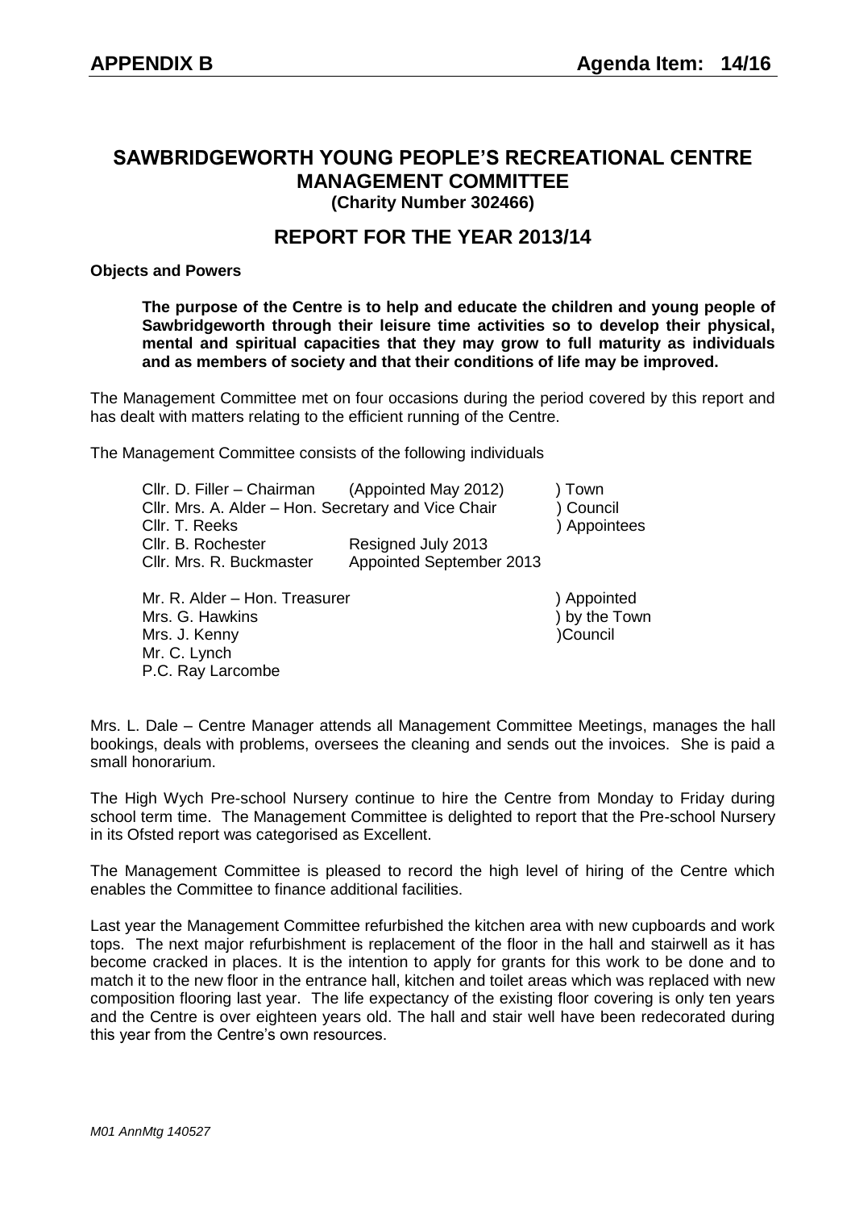**APPENDIX B** **Agenda Item: 14/16**

# SAWBRIDGEWORTH YOUNG PEOPLE'S RECREATIONAL CENTRE MANAGEMENT COMMITTEE

**(Charity Number 302466)**

## REPORT FOR THE YEAR 2013/14

**Objects and Powers**

> **The purpose of the Centre is to help and educate the children and young people of Sawbridgeworth through their leisure time activities so to develop their physical, mental and spiritual capacities that they may grow to full maturity as individuals and as members of society and that their conditions of life may be improved.**

The Management Committee met on four occasions during the period covered by this report and has dealt with matters relating to the efficient running of the Centre.

The Management Committee consists of the following individuals

| | | |
|---|---|---|
| Cllr. D. Filler – Chairman | (Appointed May 2012) | ) Town |
| Cllr. Mrs. A. Alder – Hon. Secretary and Vice Chair | | ) Council |
| Cllr. T. Reeks | | ) Appointees |
| Cllr. B. Rochester | Resigned July 2013 | |
| Cllr. Mrs. R. Buckmaster | Appointed September 2013 | |
| | | |
| Mr. R. Alder – Hon. Treasurer | | ) Appointed |
| Mrs. G. Hawkins | | ) by the Town |
| Mrs. J. Kenny | | )Council |
| Mr. C. Lynch | | |
| P.C. Ray Larcombe | | |

Mrs. L. Dale – Centre Manager attends all Management Committee Meetings, manages the hall bookings, deals with problems, oversees the cleaning and sends out the invoices. She is paid a small honorarium.

The High Wych Pre-school Nursery continue to hire the Centre from Monday to Friday during school term time. The Management Committee is delighted to report that the Pre-school Nursery in its Ofsted report was categorised as Excellent.

The Management Committee is pleased to record the high level of hiring of the Centre which enables the Committee to finance additional facilities.

Last year the Management Committee refurbished the kitchen area with new cupboards and work tops. The next major refurbishment is replacement of the floor in the hall and stairwell as it has become cracked in places. It is the intention to apply for grants for this work to be done and to match it to the new floor in the entrance hall, kitchen and toilet areas which was replaced with new composition flooring last year. The life expectancy of the existing floor covering is only ten years and the Centre is over eighteen years old. The hall and stair well have been redecorated during this year from the Centre's own resources.

*M01 AnnMtg 140527*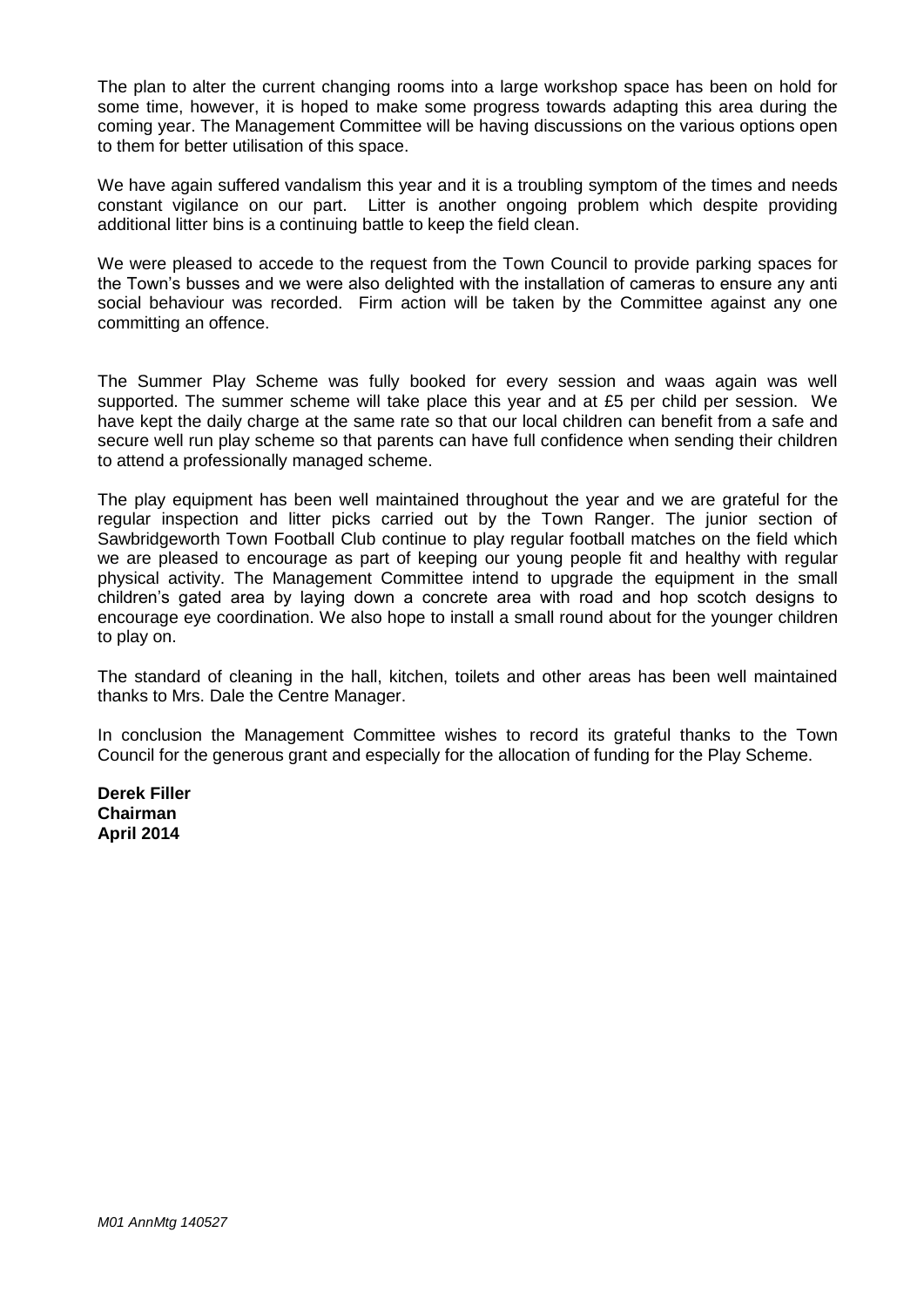The plan to alter the current changing rooms into a large workshop space has been on hold for some time, however, it is hoped to make some progress towards adapting this area during the coming year. The Management Committee will be having discussions on the various options open to them for better utilisation of this space.

We have again suffered vandalism this year and it is a troubling symptom of the times and needs constant vigilance on our part. Litter is another ongoing problem which despite providing additional litter bins is a continuing battle to keep the field clean.

We were pleased to accede to the request from the Town Council to provide parking spaces for the Town's busses and we were also delighted with the installation of cameras to ensure any anti social behaviour was recorded. Firm action will be taken by the Committee against any one committing an offence.

The Summer Play Scheme was fully booked for every session and waas again was well supported. The summer scheme will take place this year and at £5 per child per session. We have kept the daily charge at the same rate so that our local children can benefit from a safe and secure well run play scheme so that parents can have full confidence when sending their children to attend a professionally managed scheme.

The play equipment has been well maintained throughout the year and we are grateful for the regular inspection and litter picks carried out by the Town Ranger. The junior section of Sawbridgeworth Town Football Club continue to play regular football matches on the field which we are pleased to encourage as part of keeping our young people fit and healthy with regular physical activity. The Management Committee intend to upgrade the equipment in the small children's gated area by laying down a concrete area with road and hop scotch designs to encourage eye coordination. We also hope to install a small round about for the younger children to play on.

The standard of cleaning in the hall, kitchen, toilets and other areas has been well maintained thanks to Mrs. Dale the Centre Manager.

In conclusion the Management Committee wishes to record its grateful thanks to the Town Council for the generous grant and especially for the allocation of funding for the Play Scheme.

**Derek Filler**
**Chairman**
**April 2014**

*M01 AnnMtg 140527*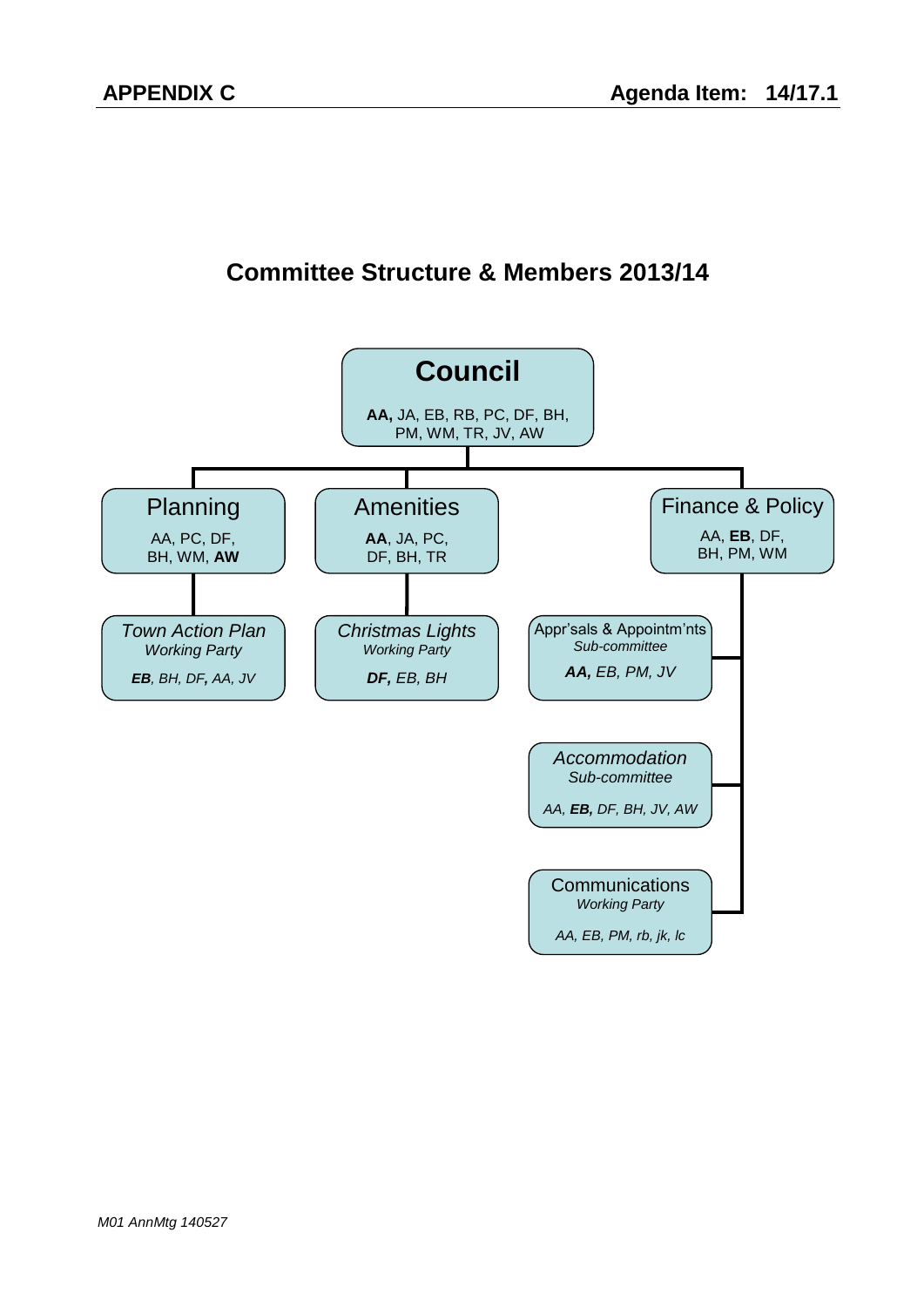**APPENDIX C** **Agenda Item: 14/17.1**

## Committee Structure & Members 2013/14

**Council**

**AA,** JA, EB, RB, PC, DF, BH, PM, WM, TR, JV, AW

Planning

AA, PC, DF, BH, WM, **AW**

Amenities

**AA**, JA, PC, DF, BH, TR

Finance & Policy

AA, **EB**, DF, BH, PM, WM

*Town Action Plan*
*Working Party*

***EB****, BH, DF****,** AA, JV*

*Christmas Lights*
*Working Party*

***DF,*** *EB, BH*

Appr'sals & Appointm'nts
*Sub-committee*

***AA,*** *EB, PM, JV*

*Accommodation*
*Sub-committee*

*AA,* ***EB,*** *DF, BH, JV, AW*

Communications
*Working Party*

*AA, EB, PM, rb, jk, lc*

*M01 AnnMtg 140527*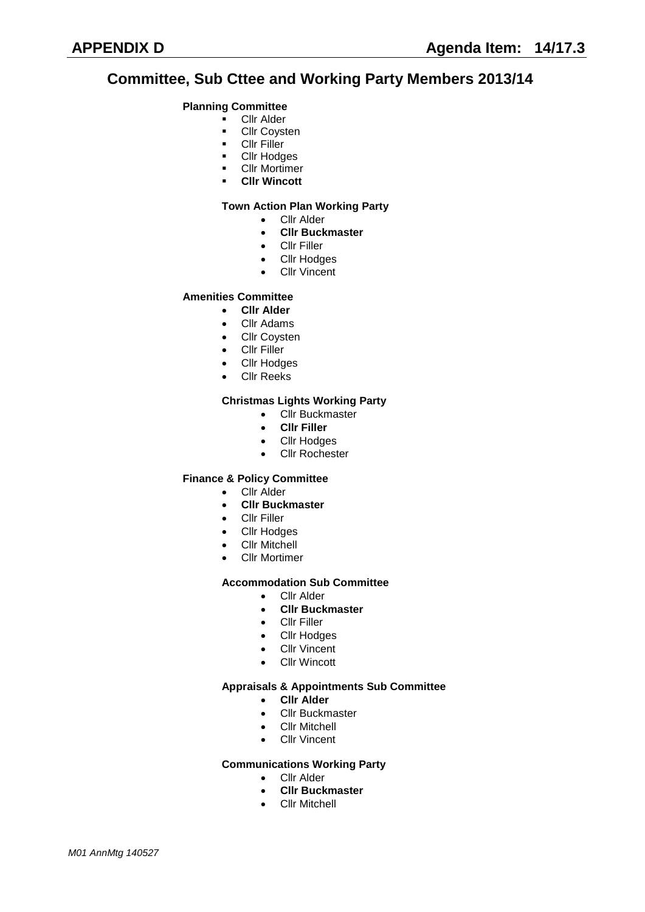**APPENDIX D** **Agenda Item: 14/17.3**

# Committee, Sub Cttee and Working Party Members 2013/14

**Planning Committee**

- Cllr Alder
- Cllr Coysten
- Cllr Filler
- Cllr Hodges
- Cllr Mortimer
- **Cllr Wincott**

**Town Action Plan Working Party**

- Cllr Alder
- **Cllr Buckmaster**
- Cllr Filler
- Cllr Hodges
- Cllr Vincent

**Amenities Committee**

- **Cllr Alder**
- Cllr Adams
- Cllr Coysten
- Cllr Filler
- Cllr Hodges
- Cllr Reeks

**Christmas Lights Working Party**

- Cllr Buckmaster
- **Cllr Filler**
- Cllr Hodges
- Cllr Rochester

**Finance & Policy Committee**

- Cllr Alder
- **Cllr Buckmaster**
- Cllr Filler
- Cllr Hodges
- Cllr Mitchell
- Cllr Mortimer

**Accommodation Sub Committee**

- Cllr Alder
- **Cllr Buckmaster**
- Cllr Filler
- Cllr Hodges
- Cllr Vincent
- Cllr Wincott

**Appraisals & Appointments Sub Committee**

- **Cllr Alder**
- Cllr Buckmaster
- Cllr Mitchell
- Cllr Vincent

**Communications Working Party**

- Cllr Alder
- **Cllr Buckmaster**
- Cllr Mitchell

*M01 AnnMtg 140527*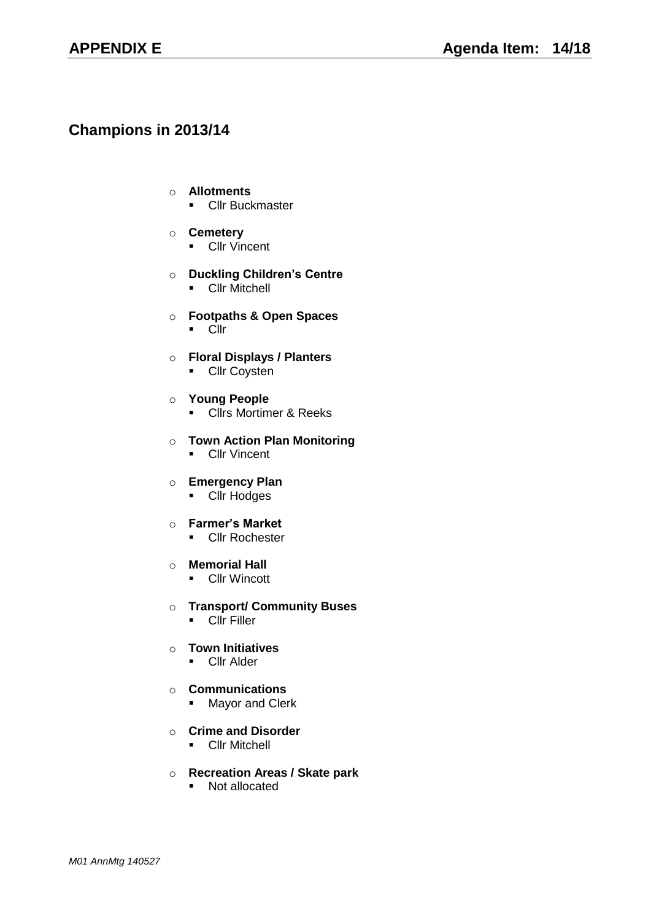**APPENDIX E** **Agenda Item: 14/18**

## Champions in 2013/14

- **Allotments**
  - Cllr Buckmaster
- **Cemetery**
  - Cllr Vincent
- **Duckling Children's Centre**
  - Cllr Mitchell
- **Footpaths & Open Spaces**
  - Cllr
- **Floral Displays / Planters**
  - Cllr Coysten
- **Young People**
  - Cllrs Mortimer & Reeks
- **Town Action Plan Monitoring**
  - Cllr Vincent
- **Emergency Plan**
  - Cllr Hodges
- **Farmer's Market**
  - Cllr Rochester
- **Memorial Hall**
  - Cllr Wincott
- **Transport/ Community Buses**
  - Cllr Filler
- **Town Initiatives**
  - Cllr Alder
- **Communications**
  - Mayor and Clerk
- **Crime and Disorder**
  - Cllr Mitchell
- **Recreation Areas / Skate park**
  - Not allocated

*M01 AnnMtg 140527*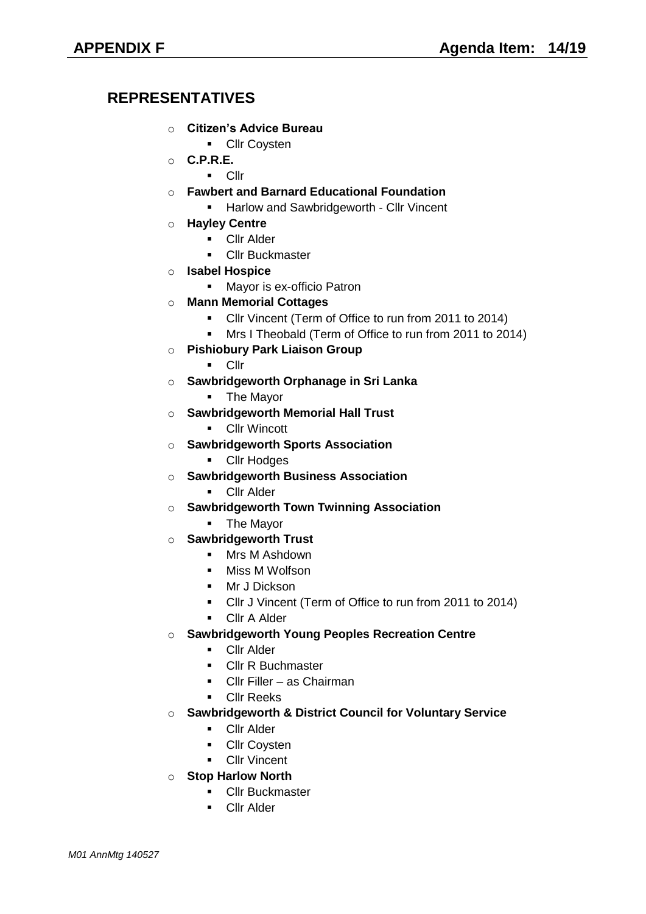## REPRESENTATIVES

- **Citizen's Advice Bureau**
  - Cllr Coysten
- **C.P.R.E.**
  - Cllr
- **Fawbert and Barnard Educational Foundation**
  - Harlow and Sawbridgeworth - Cllr Vincent
- **Hayley Centre**
  - Cllr Alder
  - Cllr Buckmaster
- **Isabel Hospice**
  - Mayor is ex-officio Patron
- **Mann Memorial Cottages**
  - Cllr Vincent (Term of Office to run from 2011 to 2014)
  - Mrs I Theobald (Term of Office to run from 2011 to 2014)
- **Pishiobury Park Liaison Group**
  - Cllr
- **Sawbridgeworth Orphanage in Sri Lanka**
  - The Mayor
- **Sawbridgeworth Memorial Hall Trust**
  - Cllr Wincott
- **Sawbridgeworth Sports Association**
  - Cllr Hodges
- **Sawbridgeworth Business Association**
  - Cllr Alder
- **Sawbridgeworth Town Twinning Association**
  - The Mayor
- **Sawbridgeworth Trust**
  - Mrs M Ashdown
  - Miss M Wolfson
  - Mr J Dickson
  - Cllr J Vincent (Term of Office to run from 2011 to 2014)
  - Cllr A Alder
- **Sawbridgeworth Young Peoples Recreation Centre**
  - Cllr Alder
  - Cllr R Buchmaster
  - Cllr Filler – as Chairman
  - Cllr Reeks
- **Sawbridgeworth & District Council for Voluntary Service**
  - Cllr Alder
  - Cllr Coysten
  - Cllr Vincent
- **Stop Harlow North**
  - Cllr Buckmaster
  - Cllr Alder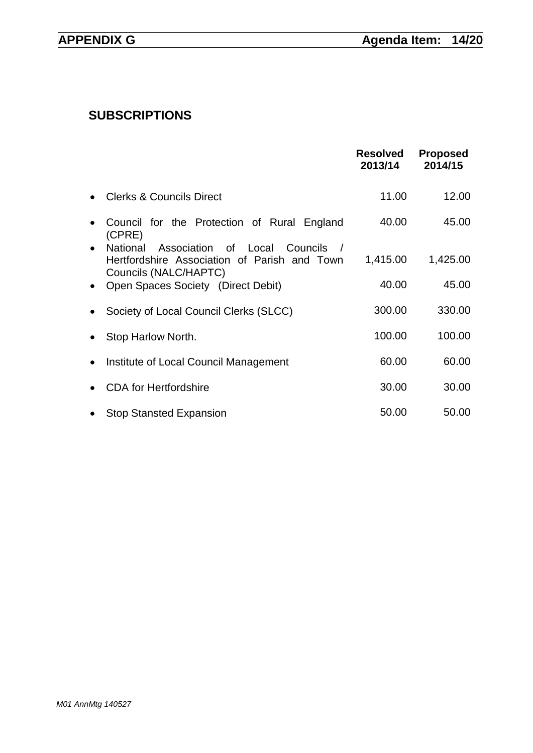APPENDIX G | Agenda Item: 14/20

## SUBSCRIPTIONS

| | Resolved 2013/14 | Proposed 2014/15 |
|---|---|---|
| • Clerks & Councils Direct | 11.00 | 12.00 |
| • Council for the Protection of Rural England (CPRE) | 40.00 | 45.00 |
| • National Association of Local Councils / Hertfordshire Association of Parish and Town Councils (NALC/HAPTC) | 1,415.00 | 1,425.00 |
| • Open Spaces Society (Direct Debit) | 40.00 | 45.00 |
| • Society of Local Council Clerks (SLCC) | 300.00 | 330.00 |
| • Stop Harlow North. | 100.00 | 100.00 |
| • Institute of Local Council Management | 60.00 | 60.00 |
| • CDA for Hertfordshire | 30.00 | 30.00 |
| • Stop Stansted Expansion | 50.00 | 50.00 |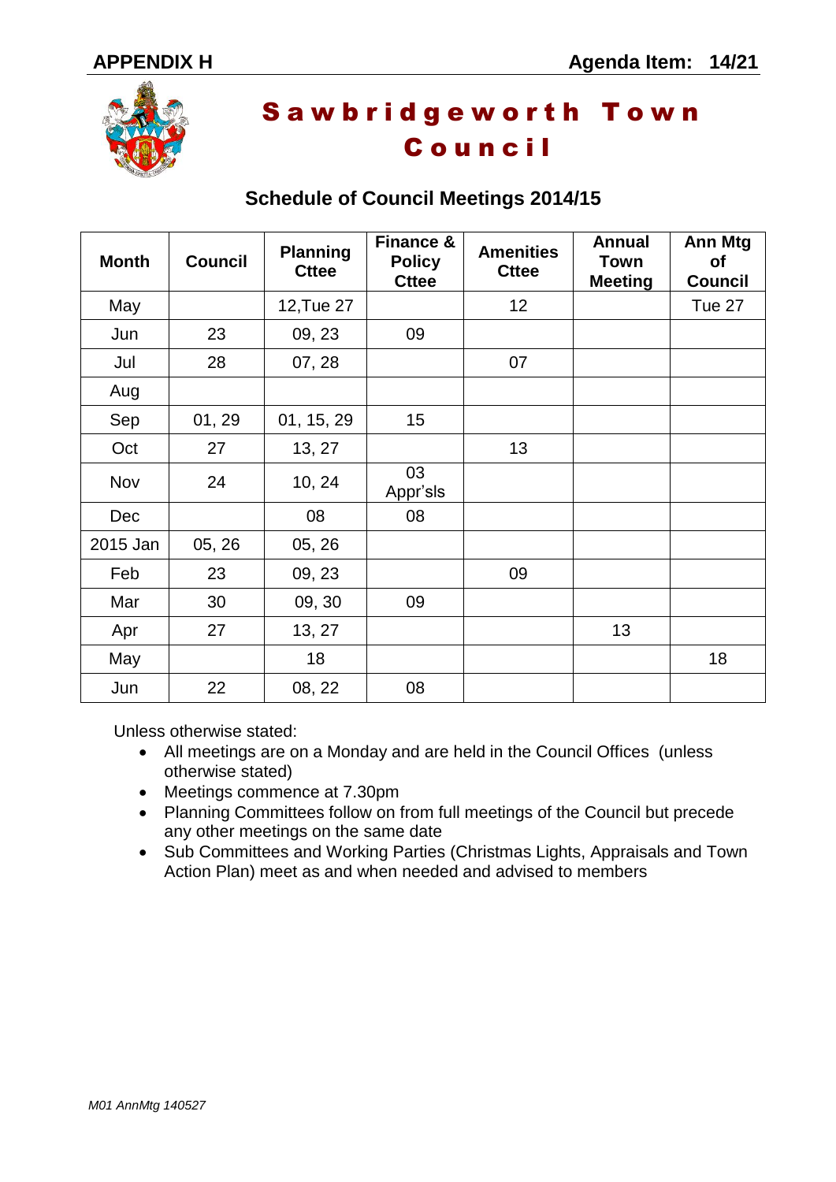**APPENDIX H** **Agenda Item: 14/21**

# Sawbridgeworth Town Council

## Schedule of Council Meetings 2014/15

| Month | Council | Planning Cttee | Finance & Policy Cttee | Amenities Cttee | Annual Town Meeting | Ann Mtg of Council |
|---|---|---|---|---|---|---|
| May | | 12,Tue 27 | | 12 | | Tue 27 |
| Jun | 23 | 09, 23 | 09 | | | |
| Jul | 28 | 07, 28 | | 07 | | |
| Aug | | | | | | |
| Sep | 01, 29 | 01, 15, 29 | 15 | | | |
| Oct | 27 | 13, 27 | | 13 | | |
| Nov | 24 | 10, 24 | 03 Appr'sls | | | |
| Dec | | 08 | 08 | | | |
| 2015 Jan | 05, 26 | 05, 26 | | | | |
| Feb | 23 | 09, 23 | | 09 | | |
| Mar | 30 | 09, 30 | 09 | | | |
| Apr | 27 | 13, 27 | | | 13 | |
| May | | 18 | | | | 18 |
| Jun | 22 | 08, 22 | 08 | | | |

Unless otherwise stated:

- All meetings are on a Monday and are held in the Council Offices (unless otherwise stated)
- Meetings commence at 7.30pm
- Planning Committees follow on from full meetings of the Council but precede any other meetings on the same date
- Sub Committees and Working Parties (Christmas Lights, Appraisals and Town Action Plan) meet as and when needed and advised to members

*M01 AnnMtg 140527*